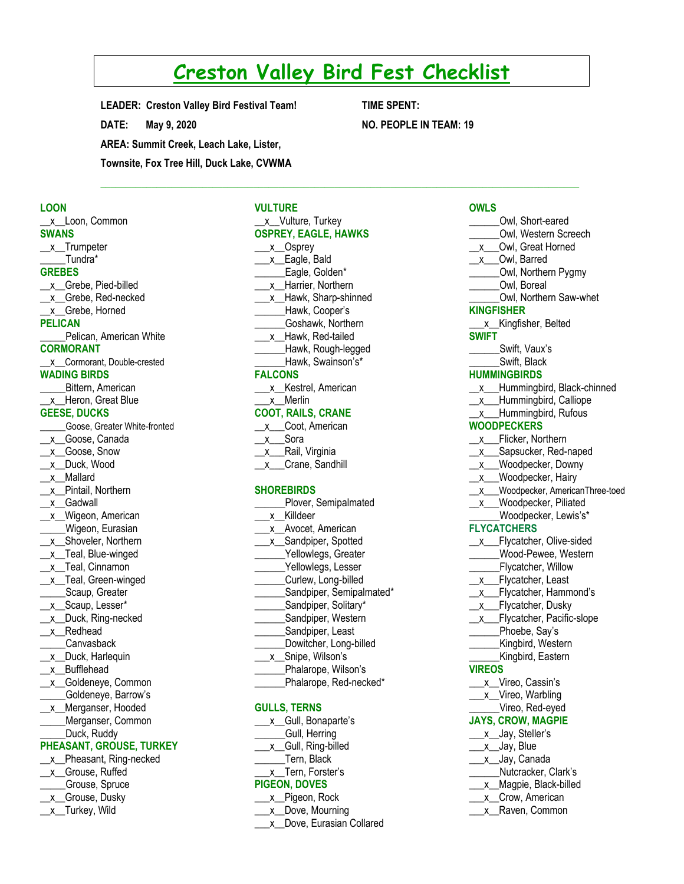# Creston Valley Bird Fest Checklist

**LEADER: Creston Valley Bird Festival Team!** **TIME SPENT:**

**DATE: May 9, 2020** **NO. PEOPLE IN TEAM: 19**

**AREA: Summit Creek, Leach Lake, Lister, Townsite, Fox Tree Hill, Duck Lake, CVWMA**

---

**LOON**

__x__Loon, Common

**SWANS**

__x__Trumpeter
_____Tundra*

**GREBES**

__x__Grebe, Pied-billed
__x__Grebe, Red-necked
__x__Grebe, Horned

**PELICAN**

_____Pelican, American White

**CORMORANT**

__x__Cormorant, Double-crested

**WADING BIRDS**

_____Bittern, American
__x__Heron, Great Blue

**GEESE, DUCKS**

_____Goose, Greater White-fronted
__x__Goose, Canada
__x__Goose, Snow
__x__Duck, Wood
__x__Mallard
__x__Pintail, Northern
__x__Gadwall
__x__Wigeon, American
_____Wigeon, Eurasian
__x__Shoveler, Northern
__x__Teal, Blue-winged
__x__Teal, Cinnamon
__x__Teal, Green-winged
_____Scaup, Greater
__x__Scaup, Lesser*
__x__Duck, Ring-necked
__x__Redhead
_____Canvasback
__x__Duck, Harlequin
__x__Bufflehead
__x__Goldeneye, Common
_____Goldeneye, Barrow's
__x__Merganser, Hooded
_____Merganser, Common
_____Duck, Ruddy

**PHEASANT, GROUSE, TURKEY**

__x__Pheasant, Ring-necked
__x__Grouse, Ruffed
_____Grouse, Spruce
__x__Grouse, Dusky
__x__Turkey, Wild

**VULTURE**

__x__Vulture, Turkey

**OSPREY, EAGLE, HAWKS**

___x__Osprey
___x__Eagle, Bald
______Eagle, Golden*
___x__Harrier, Northern
___x__Hawk, Sharp-shinned
______Hawk, Cooper's
______Goshawk, Northern
___x__Hawk, Red-tailed
______Hawk, Rough-legged
______Hawk, Swainson's*

**FALCONS**

___x__Kestrel, American
___x__Merlin

**COOT, RAILS, CRANE**

__x___Coot, American
__x___Sora
__x___Rail, Virginia
__x___Crane, Sandhill

**SHOREBIRDS**

______Plover, Semipalmated
___x__Killdeer
___x__Avocet, American
___x__Sandpiper, Spotted
______Yellowlegs, Greater
______Yellowlegs, Lesser
______Curlew, Long-billed
______Sandpiper, Semipalmated*
______Sandpiper, Solitary*
______Sandpiper, Western
______Sandpiper, Least
______Dowitcher, Long-billed
___x__Snipe, Wilson's
______Phalarope, Wilson's
______Phalarope, Red-necked*

**GULLS, TERNS**

___x__Gull, Bonaparte's
______Gull, Herring
___x__Gull, Ring-billed
______Tern, Black
___x__Tern, Forster's

**PIGEON, DOVES**

___x__Pigeon, Rock
___x__Dove, Mourning
___x__Dove, Eurasian Collared

**OWLS**

______Owl, Short-eared
______Owl, Western Screech
__x___Owl, Great Horned
__x___Owl, Barred
______Owl, Northern Pygmy
______Owl, Boreal
______Owl, Northern Saw-whet

**KINGFISHER**

___x__Kingfisher, Belted

**SWIFT**

______Swift, Vaux's
______Swift, Black

**HUMMINGBIRDS**

__x___Hummingbird, Black-chinned
__x___Hummingbird, Calliope
__x___Hummingbird, Rufous

**WOODPECKERS**

__x___Flicker, Northern
__x___Sapsucker, Red-naped
__x___Woodpecker, Downy
__x___Woodpecker, Hairy
__x___Woodpecker, AmericanThree-toed
__x___Woodpecker, Piliated
______Woodpecker, Lewis's*

**FLYCATCHERS**

__x___Flycatcher, Olive-sided
______Wood-Pewee, Western
______Flycatcher, Willow
__x___Flycatcher, Least
__x___Flycatcher, Hammond's
__x___Flycatcher, Dusky
__x___Flycatcher, Pacific-slope
______Phoebe, Say's
______Kingbird, Western
______Kingbird, Eastern

**VIREOS**

___x__Vireo, Cassin's
___x__Vireo, Warbling
______Vireo, Red-eyed

**JAYS, CROW, MAGPIE**

___x__Jay, Steller's
___x__Jay, Blue
___x__Jay, Canada
______Nutcracker, Clark's
___x__Magpie, Black-billed
___x__Crow, American
___x__Raven, Common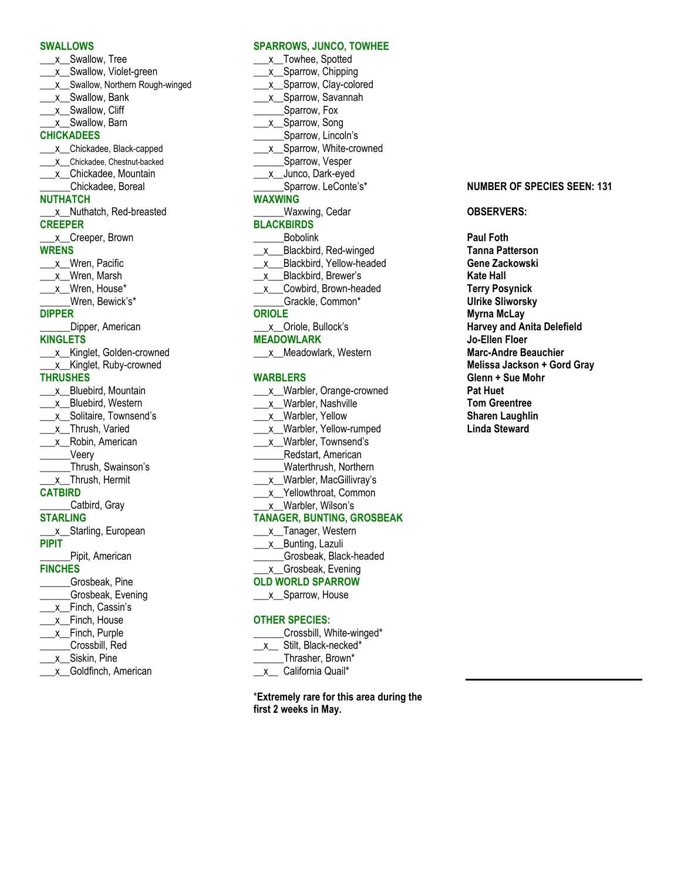**SWALLOWS**

\_\_\_x\_\_Swallow, Tree
___x__Swallow, Violet-green
___x__Swallow, Northern Rough-winged
___x__Swallow, Bank
___x__Swallow, Cliff
___x__Swallow, Barn

**CHICKADEES**

___x__Chickadee, Black-capped
___x__Chickadee, Chestnut-backed
___x__Chickadee, Mountain
______Chickadee, Boreal

**NUTHATCH**

___x__Nuthatch, Red-breasted

**CREEPER**

___x__Creeper, Brown

**WRENS**

___x__Wren, Pacific
___x__Wren, Marsh
___x__Wren, House*
______Wren, Bewick's*

**DIPPER**

______Dipper, American

**KINGLETS**

___x__Kinglet, Golden-crowned
___x__Kinglet, Ruby-crowned

**THRUSHES**

___x__Bluebird, Mountain
___x__Bluebird, Western
___x__Solitaire, Townsend's
___x__Thrush, Varied
___x__Robin, American
______Veery
______Thrush, Swainson's
___x__Thrush, Hermit

**CATBIRD**

______Catbird, Gray

**STARLING**

___x__Starling, European

**PIPIT**

______Pipit, American

**FINCHES**

______Grosbeak, Pine
______Grosbeak, Evening
___x__Finch, Cassin's
___x__Finch, House
___x__Finch, Purple
______Crossbill, Red
___x__Siskin, Pine
___x__Goldfinch, American

**SPARROWS, JUNCO, TOWHEE**

___x__Towhee, Spotted
___x__Sparrow, Chipping
___x__Sparrow, Clay-colored
___x__Sparrow, Savannah
______Sparrow, Fox
___x__Sparrow, Song
______Sparrow, Lincoln's
___x__Sparrow, White-crowned
______Sparrow, Vesper
___x__Junco, Dark-eyed
______Sparrow. LeConte's*

**WAXWING**

______Waxwing, Cedar

**BLACKBIRDS**

______Bobolink
__x___Blackbird, Red-winged
__x___Blackbird, Yellow-headed
__x___Blackbird, Brewer's
__x___Cowbird, Brown-headed
______Grackle, Common*

**ORIOLE**

___x__Oriole, Bullock's

**MEADOWLARK**

___x__Meadowlark, Western

**WARBLERS**

___x__Warbler, Orange-crowned
___x__Warbler, Nashville
___x__Warbler, Yellow
___x__Warbler, Yellow-rumped
___x__Warbler, Townsend's
______Redstart, American
______Waterthrush, Northern
___x__Warbler, MacGillivray's
___x__Yellowthroat, Common
___x__Warbler, Wilson's

**TANAGER, BUNTING, GROSBEAK**

___x__Tanager, Western
___x__Bunting, Lazuli
______Grosbeak, Black-headed
___x__Grosbeak, Evening

**OLD WORLD SPARROW**

___x__Sparrow, House

**OTHER SPECIES:**

______Crossbill, White-winged*
__x__ Stilt, Black-necked*
______Thrasher, Brown*
__x__ California Quail*

*__Extremely rare for this area during the first 2 weeks in May.__

**NUMBER OF SPECIES SEEN: 131**

**OBSERVERS:**

**Paul Foth**
**Tanna Patterson**
**Gene Zackowski**
**Kate Hall**
**Terry Posynick**
**Ulrike Sliworsky**
**Myrna McLay**
**Harvey and Anita Delefield**
**Jo-Ellen Floer**
**Marc-Andre Beauchier**
**Melissa Jackson + Gord Gray**
**Glenn + Sue Mohr**
**Pat Huet**
**Tom Greentree**
**Sharen Laughlin**
**Linda Steward**